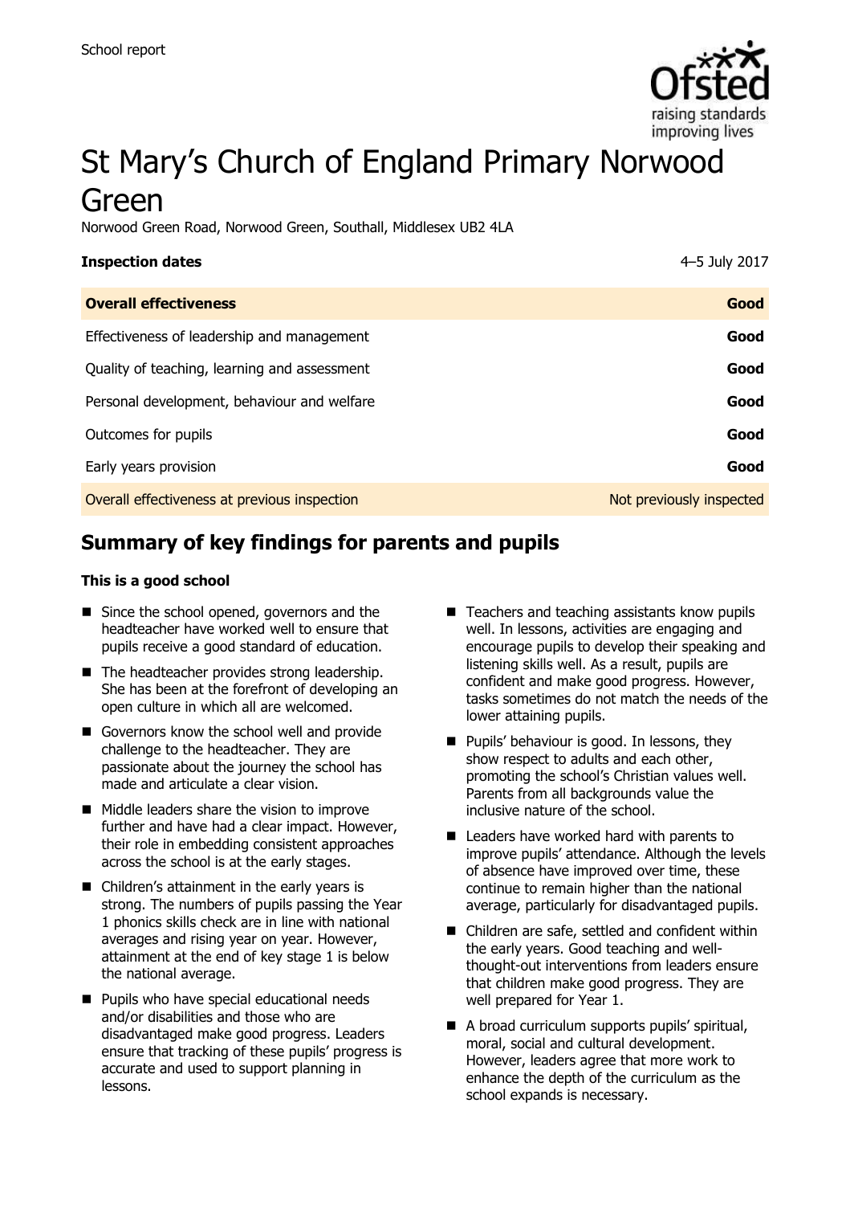School report

# St Mary's Church of England Primary Norwood Green

Norwood Green Road, Norwood Green, Southall, Middlesex UB2 4LA

| **Inspection dates** | 4–5 July 2017 |
|---|---|
| **Overall effectiveness** | **Good** |
| Effectiveness of leadership and management | **Good** |
| Quality of teaching, learning and assessment | **Good** |
| Personal development, behaviour and welfare | **Good** |
| Outcomes for pupils | **Good** |
| Early years provision | **Good** |
| Overall effectiveness at previous inspection | Not previously inspected |

## Summary of key findings for parents and pupils

**This is a good school**

- Since the school opened, governors and the headteacher have worked well to ensure that pupils receive a good standard of education.
- The headteacher provides strong leadership. She has been at the forefront of developing an open culture in which all are welcomed.
- Governors know the school well and provide challenge to the headteacher. They are passionate about the journey the school has made and articulate a clear vision.
- Middle leaders share the vision to improve further and have had a clear impact. However, their role in embedding consistent approaches across the school is at the early stages.
- Children's attainment in the early years is strong. The numbers of pupils passing the Year 1 phonics skills check are in line with national averages and rising year on year. However, attainment at the end of key stage 1 is below the national average.
- Pupils who have special educational needs and/or disabilities and those who are disadvantaged make good progress. Leaders ensure that tracking of these pupils' progress is accurate and used to support planning in lessons.
- Teachers and teaching assistants know pupils well. In lessons, activities are engaging and encourage pupils to develop their speaking and listening skills well. As a result, pupils are confident and make good progress. However, tasks sometimes do not match the needs of the lower attaining pupils.
- Pupils' behaviour is good. In lessons, they show respect to adults and each other, promoting the school's Christian values well. Parents from all backgrounds value the inclusive nature of the school.
- Leaders have worked hard with parents to improve pupils' attendance. Although the levels of absence have improved over time, these continue to remain higher than the national average, particularly for disadvantaged pupils.
- Children are safe, settled and confident within the early years. Good teaching and well-thought-out interventions from leaders ensure that children make good progress. They are well prepared for Year 1.
- A broad curriculum supports pupils' spiritual, moral, social and cultural development. However, leaders agree that more work to enhance the depth of the curriculum as the school expands is necessary.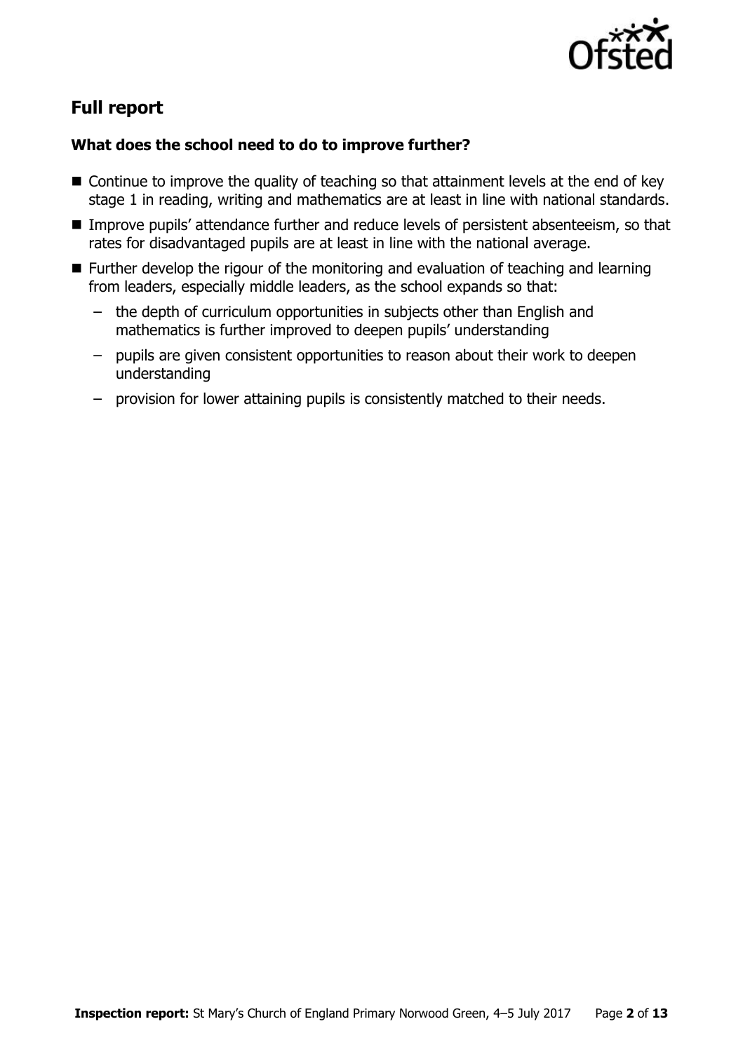## Full report

### What does the school need to do to improve further?

- Continue to improve the quality of teaching so that attainment levels at the end of key stage 1 in reading, writing and mathematics are at least in line with national standards.
- Improve pupils' attendance further and reduce levels of persistent absenteeism, so that rates for disadvantaged pupils are at least in line with the national average.
- Further develop the rigour of the monitoring and evaluation of teaching and learning from leaders, especially middle leaders, as the school expands so that:
  - the depth of curriculum opportunities in subjects other than English and mathematics is further improved to deepen pupils' understanding
  - pupils are given consistent opportunities to reason about their work to deepen understanding
  - provision for lower attaining pupils is consistently matched to their needs.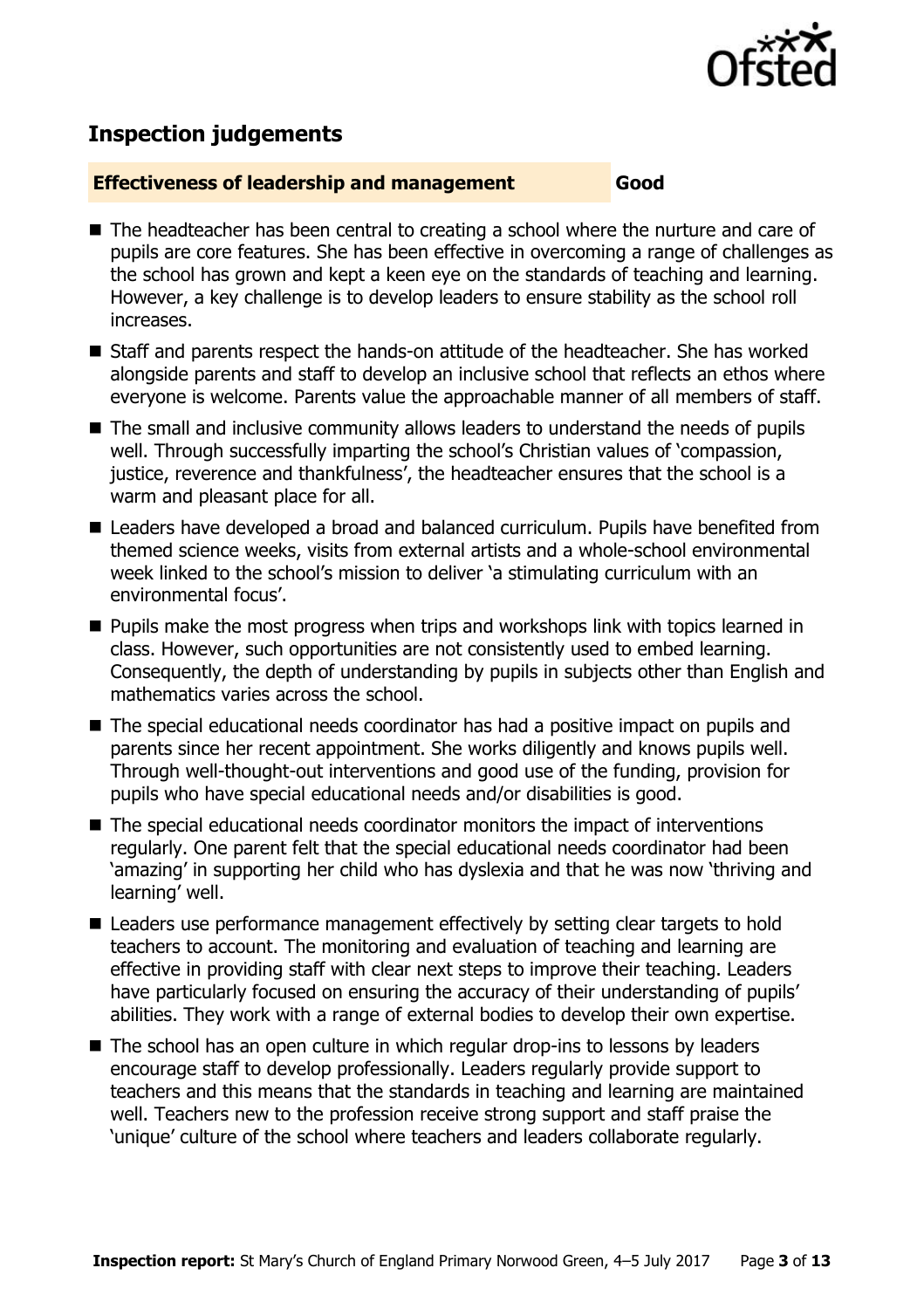## Inspection judgements

**Effectiveness of leadership and management** **Good**

- The headteacher has been central to creating a school where the nurture and care of pupils are core features. She has been effective in overcoming a range of challenges as the school has grown and kept a keen eye on the standards of teaching and learning. However, a key challenge is to develop leaders to ensure stability as the school roll increases.
- Staff and parents respect the hands-on attitude of the headteacher. She has worked alongside parents and staff to develop an inclusive school that reflects an ethos where everyone is welcome. Parents value the approachable manner of all members of staff.
- The small and inclusive community allows leaders to understand the needs of pupils well. Through successfully imparting the school's Christian values of 'compassion, justice, reverence and thankfulness', the headteacher ensures that the school is a warm and pleasant place for all.
- Leaders have developed a broad and balanced curriculum. Pupils have benefited from themed science weeks, visits from external artists and a whole-school environmental week linked to the school's mission to deliver 'a stimulating curriculum with an environmental focus'.
- Pupils make the most progress when trips and workshops link with topics learned in class. However, such opportunities are not consistently used to embed learning. Consequently, the depth of understanding by pupils in subjects other than English and mathematics varies across the school.
- The special educational needs coordinator has had a positive impact on pupils and parents since her recent appointment. She works diligently and knows pupils well. Through well-thought-out interventions and good use of the funding, provision for pupils who have special educational needs and/or disabilities is good.
- The special educational needs coordinator monitors the impact of interventions regularly. One parent felt that the special educational needs coordinator had been 'amazing' in supporting her child who has dyslexia and that he was now 'thriving and learning' well.
- Leaders use performance management effectively by setting clear targets to hold teachers to account. The monitoring and evaluation of teaching and learning are effective in providing staff with clear next steps to improve their teaching. Leaders have particularly focused on ensuring the accuracy of their understanding of pupils' abilities. They work with a range of external bodies to develop their own expertise.
- The school has an open culture in which regular drop-ins to lessons by leaders encourage staff to develop professionally. Leaders regularly provide support to teachers and this means that the standards in teaching and learning are maintained well. Teachers new to the profession receive strong support and staff praise the 'unique' culture of the school where teachers and leaders collaborate regularly.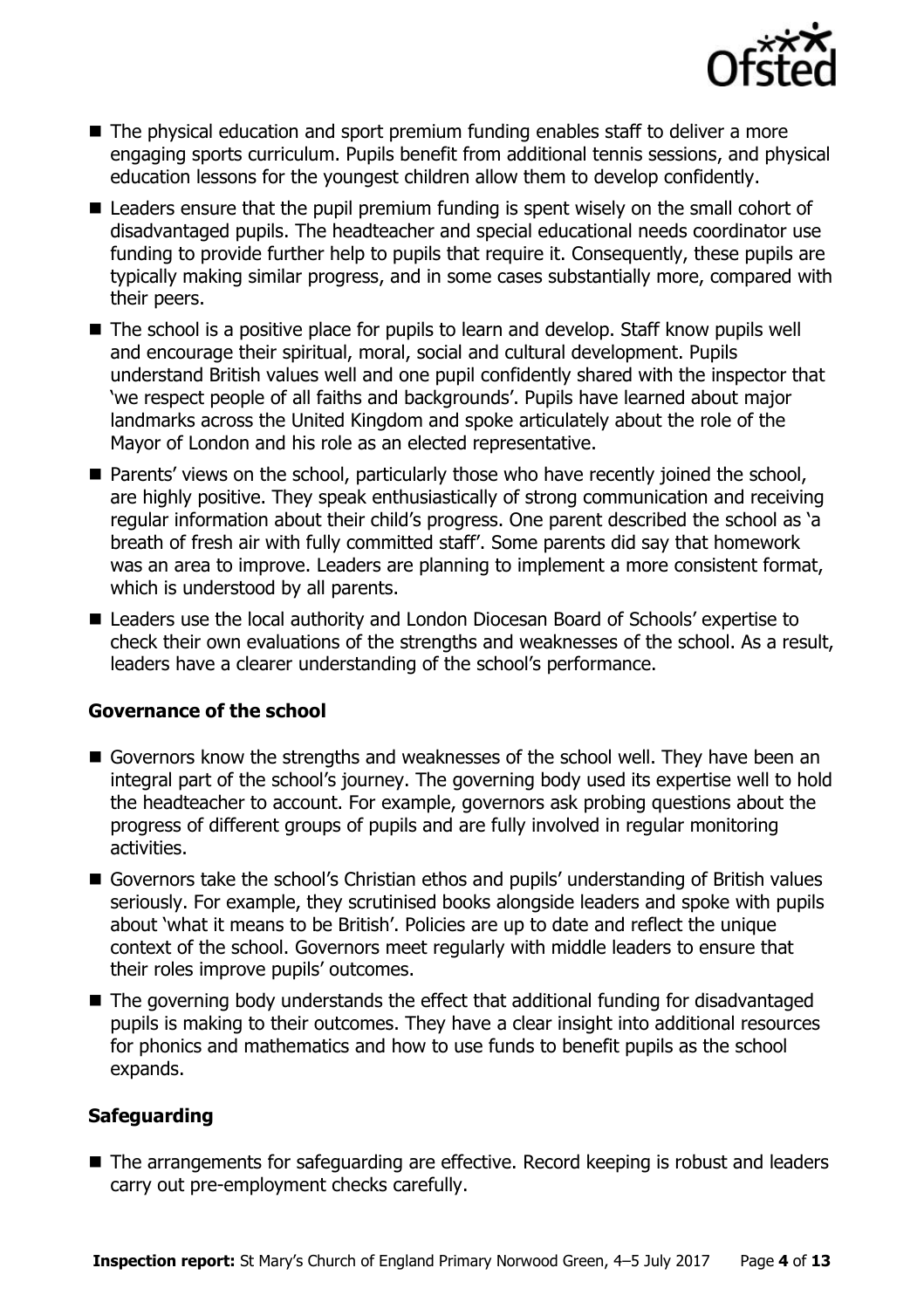- The physical education and sport premium funding enables staff to deliver a more engaging sports curriculum. Pupils benefit from additional tennis sessions, and physical education lessons for the youngest children allow them to develop confidently.
- Leaders ensure that the pupil premium funding is spent wisely on the small cohort of disadvantaged pupils. The headteacher and special educational needs coordinator use funding to provide further help to pupils that require it. Consequently, these pupils are typically making similar progress, and in some cases substantially more, compared with their peers.
- The school is a positive place for pupils to learn and develop. Staff know pupils well and encourage their spiritual, moral, social and cultural development. Pupils understand British values well and one pupil confidently shared with the inspector that 'we respect people of all faiths and backgrounds'. Pupils have learned about major landmarks across the United Kingdom and spoke articulately about the role of the Mayor of London and his role as an elected representative.
- Parents' views on the school, particularly those who have recently joined the school, are highly positive. They speak enthusiastically of strong communication and receiving regular information about their child's progress. One parent described the school as 'a breath of fresh air with fully committed staff'. Some parents did say that homework was an area to improve. Leaders are planning to implement a more consistent format, which is understood by all parents.
- Leaders use the local authority and London Diocesan Board of Schools' expertise to check their own evaluations of the strengths and weaknesses of the school. As a result, leaders have a clearer understanding of the school's performance.

### Governance of the school

- Governors know the strengths and weaknesses of the school well. They have been an integral part of the school's journey. The governing body used its expertise well to hold the headteacher to account. For example, governors ask probing questions about the progress of different groups of pupils and are fully involved in regular monitoring activities.
- Governors take the school's Christian ethos and pupils' understanding of British values seriously. For example, they scrutinised books alongside leaders and spoke with pupils about 'what it means to be British'. Policies are up to date and reflect the unique context of the school. Governors meet regularly with middle leaders to ensure that their roles improve pupils' outcomes.
- The governing body understands the effect that additional funding for disadvantaged pupils is making to their outcomes. They have a clear insight into additional resources for phonics and mathematics and how to use funds to benefit pupils as the school expands.

### Safeguarding

- The arrangements for safeguarding are effective. Record keeping is robust and leaders carry out pre-employment checks carefully.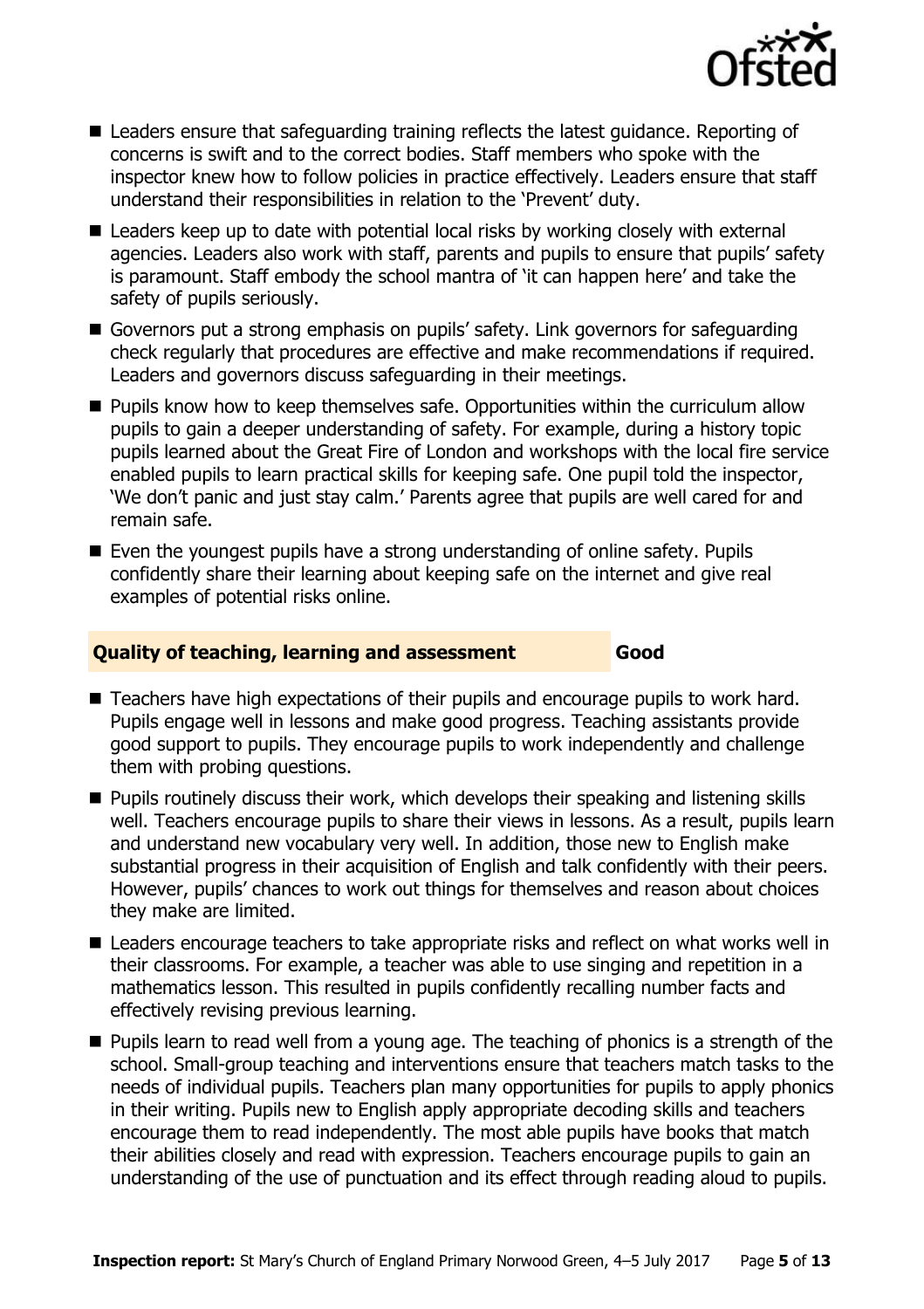- Leaders ensure that safeguarding training reflects the latest guidance. Reporting of concerns is swift and to the correct bodies. Staff members who spoke with the inspector knew how to follow policies in practice effectively. Leaders ensure that staff understand their responsibilities in relation to the 'Prevent' duty.
- Leaders keep up to date with potential local risks by working closely with external agencies. Leaders also work with staff, parents and pupils to ensure that pupils' safety is paramount. Staff embody the school mantra of 'it can happen here' and take the safety of pupils seriously.
- Governors put a strong emphasis on pupils' safety. Link governors for safeguarding check regularly that procedures are effective and make recommendations if required. Leaders and governors discuss safeguarding in their meetings.
- Pupils know how to keep themselves safe. Opportunities within the curriculum allow pupils to gain a deeper understanding of safety. For example, during a history topic pupils learned about the Great Fire of London and workshops with the local fire service enabled pupils to learn practical skills for keeping safe. One pupil told the inspector, 'We don't panic and just stay calm.' Parents agree that pupils are well cared for and remain safe.
- Even the youngest pupils have a strong understanding of online safety. Pupils confidently share their learning about keeping safe on the internet and give real examples of potential risks online.

## Quality of teaching, learning and assessment — Good

- Teachers have high expectations of their pupils and encourage pupils to work hard. Pupils engage well in lessons and make good progress. Teaching assistants provide good support to pupils. They encourage pupils to work independently and challenge them with probing questions.
- Pupils routinely discuss their work, which develops their speaking and listening skills well. Teachers encourage pupils to share their views in lessons. As a result, pupils learn and understand new vocabulary very well. In addition, those new to English make substantial progress in their acquisition of English and talk confidently with their peers. However, pupils' chances to work out things for themselves and reason about choices they make are limited.
- Leaders encourage teachers to take appropriate risks and reflect on what works well in their classrooms. For example, a teacher was able to use singing and repetition in a mathematics lesson. This resulted in pupils confidently recalling number facts and effectively revising previous learning.
- Pupils learn to read well from a young age. The teaching of phonics is a strength of the school. Small-group teaching and interventions ensure that teachers match tasks to the needs of individual pupils. Teachers plan many opportunities for pupils to apply phonics in their writing. Pupils new to English apply appropriate decoding skills and teachers encourage them to read independently. The most able pupils have books that match their abilities closely and read with expression. Teachers encourage pupils to gain an understanding of the use of punctuation and its effect through reading aloud to pupils.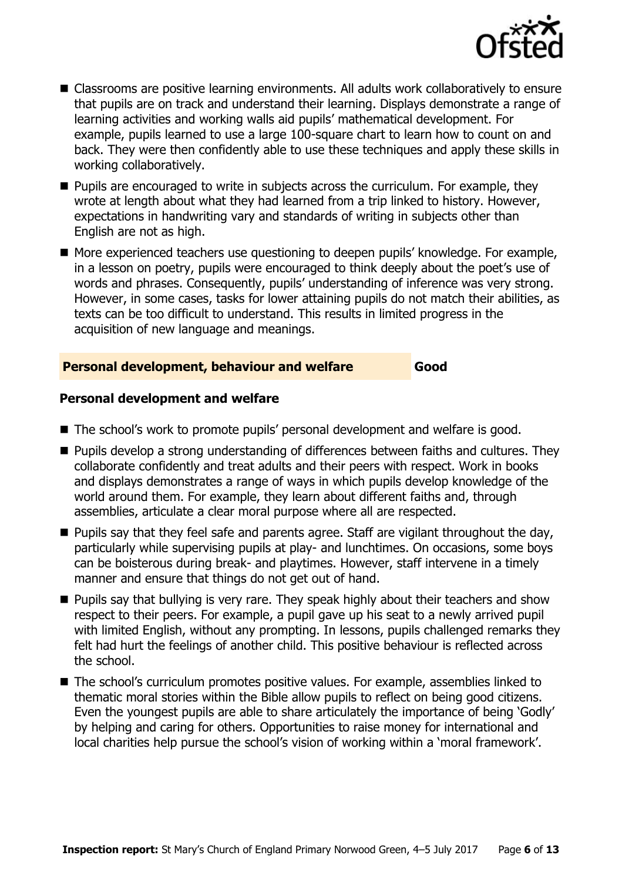- Classrooms are positive learning environments. All adults work collaboratively to ensure that pupils are on track and understand their learning. Displays demonstrate a range of learning activities and working walls aid pupils' mathematical development. For example, pupils learned to use a large 100-square chart to learn how to count on and back. They were then confidently able to use these techniques and apply these skills in working collaboratively.
- Pupils are encouraged to write in subjects across the curriculum. For example, they wrote at length about what they had learned from a trip linked to history. However, expectations in handwriting vary and standards of writing in subjects other than English are not as high.
- More experienced teachers use questioning to deepen pupils' knowledge. For example, in a lesson on poetry, pupils were encouraged to think deeply about the poet's use of words and phrases. Consequently, pupils' understanding of inference was very strong. However, in some cases, tasks for lower attaining pupils do not match their abilities, as texts can be too difficult to understand. This results in limited progress in the acquisition of new language and meanings.

## Personal development, behaviour and welfare — Good

### Personal development and welfare

- The school's work to promote pupils' personal development and welfare is good.
- Pupils develop a strong understanding of differences between faiths and cultures. They collaborate confidently and treat adults and their peers with respect. Work in books and displays demonstrates a range of ways in which pupils develop knowledge of the world around them. For example, they learn about different faiths and, through assemblies, articulate a clear moral purpose where all are respected.
- Pupils say that they feel safe and parents agree. Staff are vigilant throughout the day, particularly while supervising pupils at play- and lunchtimes. On occasions, some boys can be boisterous during break- and playtimes. However, staff intervene in a timely manner and ensure that things do not get out of hand.
- Pupils say that bullying is very rare. They speak highly about their teachers and show respect to their peers. For example, a pupil gave up his seat to a newly arrived pupil with limited English, without any prompting. In lessons, pupils challenged remarks they felt had hurt the feelings of another child. This positive behaviour is reflected across the school.
- The school's curriculum promotes positive values. For example, assemblies linked to thematic moral stories within the Bible allow pupils to reflect on being good citizens. Even the youngest pupils are able to share articulately the importance of being 'Godly' by helping and caring for others. Opportunities to raise money for international and local charities help pursue the school's vision of working within a 'moral framework'.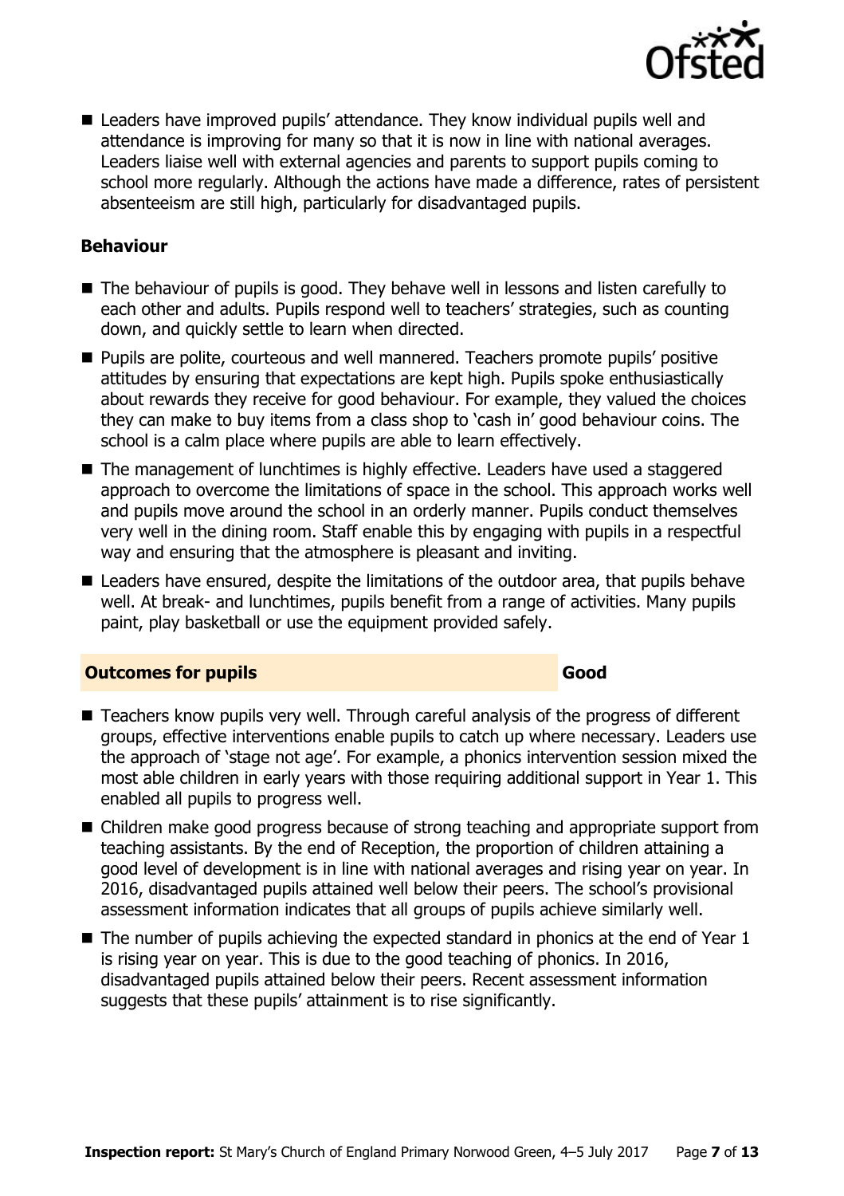- Leaders have improved pupils' attendance. They know individual pupils well and attendance is improving for many so that it is now in line with national averages. Leaders liaise well with external agencies and parents to support pupils coming to school more regularly. Although the actions have made a difference, rates of persistent absenteeism are still high, particularly for disadvantaged pupils.

### Behaviour

- The behaviour of pupils is good. They behave well in lessons and listen carefully to each other and adults. Pupils respond well to teachers' strategies, such as counting down, and quickly settle to learn when directed.
- Pupils are polite, courteous and well mannered. Teachers promote pupils' positive attitudes by ensuring that expectations are kept high. Pupils spoke enthusiastically about rewards they receive for good behaviour. For example, they valued the choices they can make to buy items from a class shop to 'cash in' good behaviour coins. The school is a calm place where pupils are able to learn effectively.
- The management of lunchtimes is highly effective. Leaders have used a staggered approach to overcome the limitations of space in the school. This approach works well and pupils move around the school in an orderly manner. Pupils conduct themselves very well in the dining room. Staff enable this by engaging with pupils in a respectful way and ensuring that the atmosphere is pleasant and inviting.
- Leaders have ensured, despite the limitations of the outdoor area, that pupils behave well. At break- and lunchtimes, pupils benefit from a range of activities. Many pupils paint, play basketball or use the equipment provided safely.

## Outcomes for pupils — Good

- Teachers know pupils very well. Through careful analysis of the progress of different groups, effective interventions enable pupils to catch up where necessary. Leaders use the approach of 'stage not age'. For example, a phonics intervention session mixed the most able children in early years with those requiring additional support in Year 1. This enabled all pupils to progress well.
- Children make good progress because of strong teaching and appropriate support from teaching assistants. By the end of Reception, the proportion of children attaining a good level of development is in line with national averages and rising year on year. In 2016, disadvantaged pupils attained well below their peers. The school's provisional assessment information indicates that all groups of pupils achieve similarly well.
- The number of pupils achieving the expected standard in phonics at the end of Year 1 is rising year on year. This is due to the good teaching of phonics. In 2016, disadvantaged pupils attained below their peers. Recent assessment information suggests that these pupils' attainment is to rise significantly.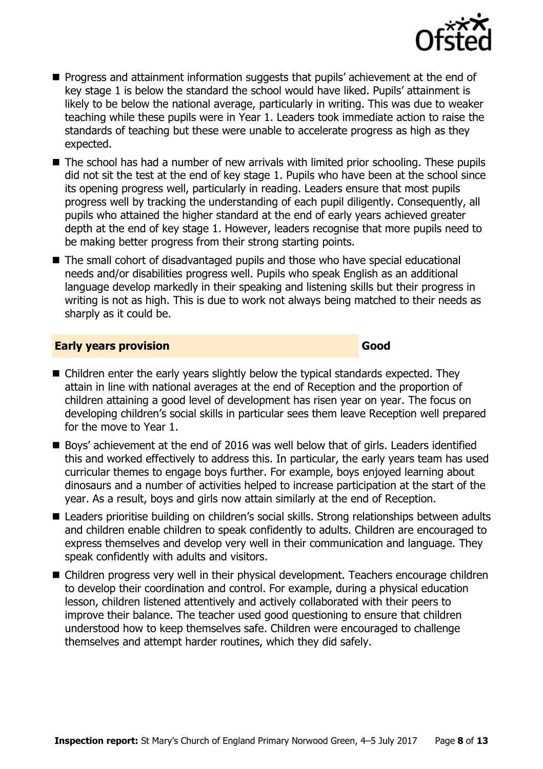- Progress and attainment information suggests that pupils' achievement at the end of key stage 1 is below the standard the school would have liked. Pupils' attainment is likely to be below the national average, particularly in writing. This was due to weaker teaching while these pupils were in Year 1. Leaders took immediate action to raise the standards of teaching but these were unable to accelerate progress as high as they expected.
- The school has had a number of new arrivals with limited prior schooling. These pupils did not sit the test at the end of key stage 1. Pupils who have been at the school since its opening progress well, particularly in reading. Leaders ensure that most pupils progress well by tracking the understanding of each pupil diligently. Consequently, all pupils who attained the higher standard at the end of early years achieved greater depth at the end of key stage 1. However, leaders recognise that more pupils need to be making better progress from their strong starting points.
- The small cohort of disadvantaged pupils and those who have special educational needs and/or disabilities progress well. Pupils who speak English as an additional language develop markedly in their speaking and listening skills but their progress in writing is not as high. This is due to work not always being matched to their needs as sharply as it could be.

## Early years provision — Good

- Children enter the early years slightly below the typical standards expected. They attain in line with national averages at the end of Reception and the proportion of children attaining a good level of development has risen year on year. The focus on developing children's social skills in particular sees them leave Reception well prepared for the move to Year 1.
- Boys' achievement at the end of 2016 was well below that of girls. Leaders identified this and worked effectively to address this. In particular, the early years team has used curricular themes to engage boys further. For example, boys enjoyed learning about dinosaurs and a number of activities helped to increase participation at the start of the year. As a result, boys and girls now attain similarly at the end of Reception.
- Leaders prioritise building on children's social skills. Strong relationships between adults and children enable children to speak confidently to adults. Children are encouraged to express themselves and develop very well in their communication and language. They speak confidently with adults and visitors.
- Children progress very well in their physical development. Teachers encourage children to develop their coordination and control. For example, during a physical education lesson, children listened attentively and actively collaborated with their peers to improve their balance. The teacher used good questioning to ensure that children understood how to keep themselves safe. Children were encouraged to challenge themselves and attempt harder routines, which they did safely.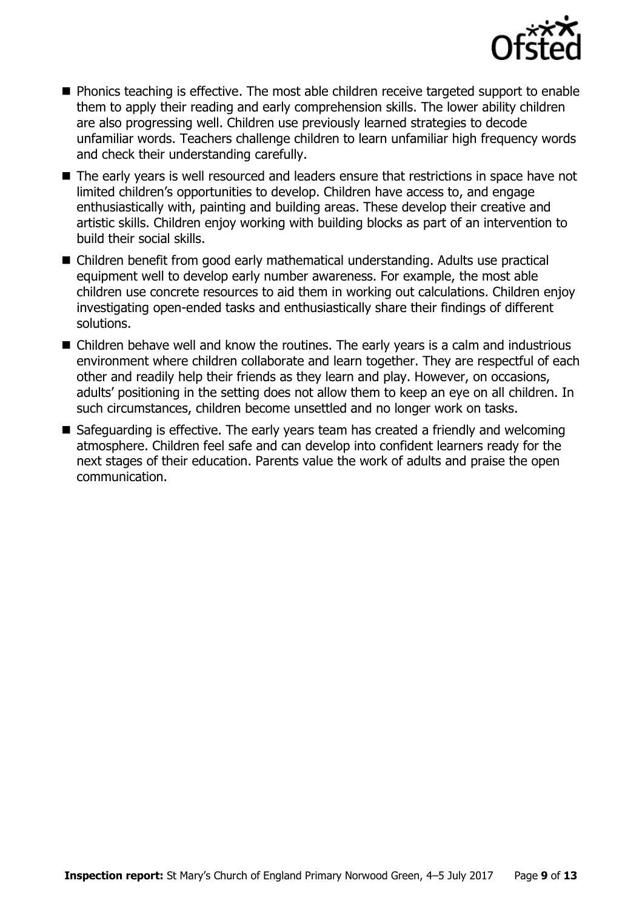- Phonics teaching is effective. The most able children receive targeted support to enable them to apply their reading and early comprehension skills. The lower ability children are also progressing well. Children use previously learned strategies to decode unfamiliar words. Teachers challenge children to learn unfamiliar high frequency words and check their understanding carefully.
- The early years is well resourced and leaders ensure that restrictions in space have not limited children's opportunities to develop. Children have access to, and engage enthusiastically with, painting and building areas. These develop their creative and artistic skills. Children enjoy working with building blocks as part of an intervention to build their social skills.
- Children benefit from good early mathematical understanding. Adults use practical equipment well to develop early number awareness. For example, the most able children use concrete resources to aid them in working out calculations. Children enjoy investigating open-ended tasks and enthusiastically share their findings of different solutions.
- Children behave well and know the routines. The early years is a calm and industrious environment where children collaborate and learn together. They are respectful of each other and readily help their friends as they learn and play. However, on occasions, adults' positioning in the setting does not allow them to keep an eye on all children. In such circumstances, children become unsettled and no longer work on tasks.
- Safeguarding is effective. The early years team has created a friendly and welcoming atmosphere. Children feel safe and can develop into confident learners ready for the next stages of their education. Parents value the work of adults and praise the open communication.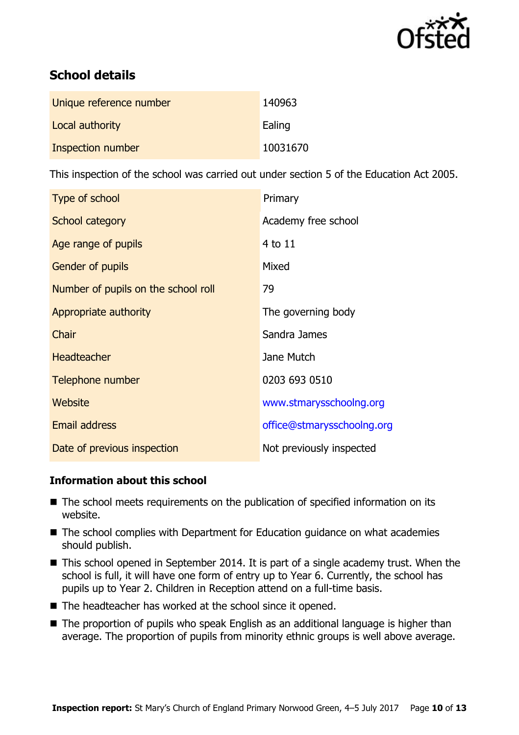## School details

| | |
|---|---|
| Unique reference number | 140963 |
| Local authority | Ealing |
| Inspection number | 10031670 |

This inspection of the school was carried out under section 5 of the Education Act 2005.

| | |
|---|---|
| Type of school | Primary |
| School category | Academy free school |
| Age range of pupils | 4 to 11 |
| Gender of pupils | Mixed |
| Number of pupils on the school roll | 79 |
| Appropriate authority | The governing body |
| Chair | Sandra James |
| Headteacher | Jane Mutch |
| Telephone number | 0203 693 0510 |
| Website | www.stmarysschoolng.org |
| Email address | office@stmarysschoolng.org |
| Date of previous inspection | Not previously inspected |

### Information about this school

- The school meets requirements on the publication of specified information on its website.
- The school complies with Department for Education guidance on what academies should publish.
- This school opened in September 2014. It is part of a single academy trust. When the school is full, it will have one form of entry up to Year 6. Currently, the school has pupils up to Year 2. Children in Reception attend on a full-time basis.
- The headteacher has worked at the school since it opened.
- The proportion of pupils who speak English as an additional language is higher than average. The proportion of pupils from minority ethnic groups is well above average.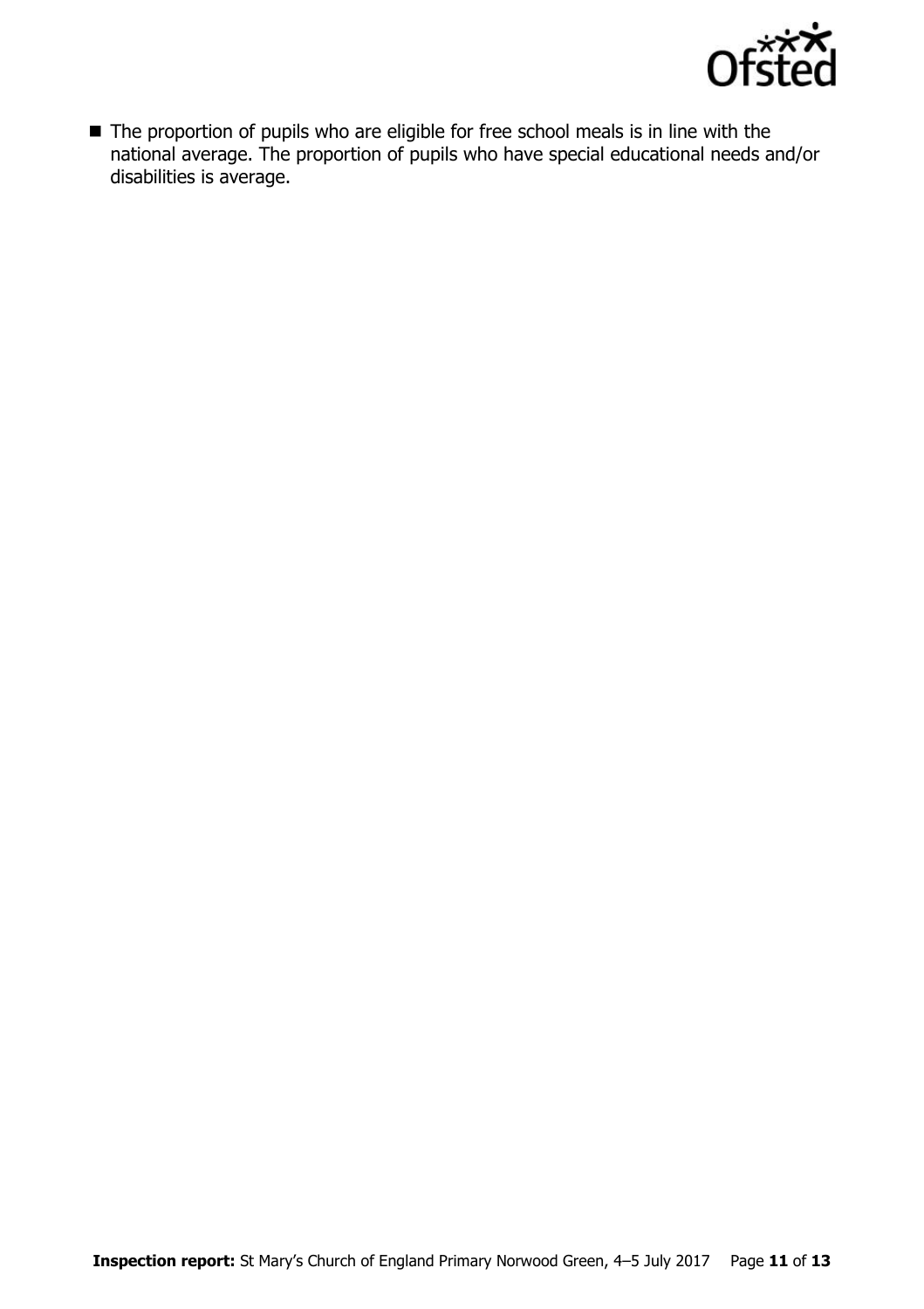- The proportion of pupils who are eligible for free school meals is in line with the national average. The proportion of pupils who have special educational needs and/or disabilities is average.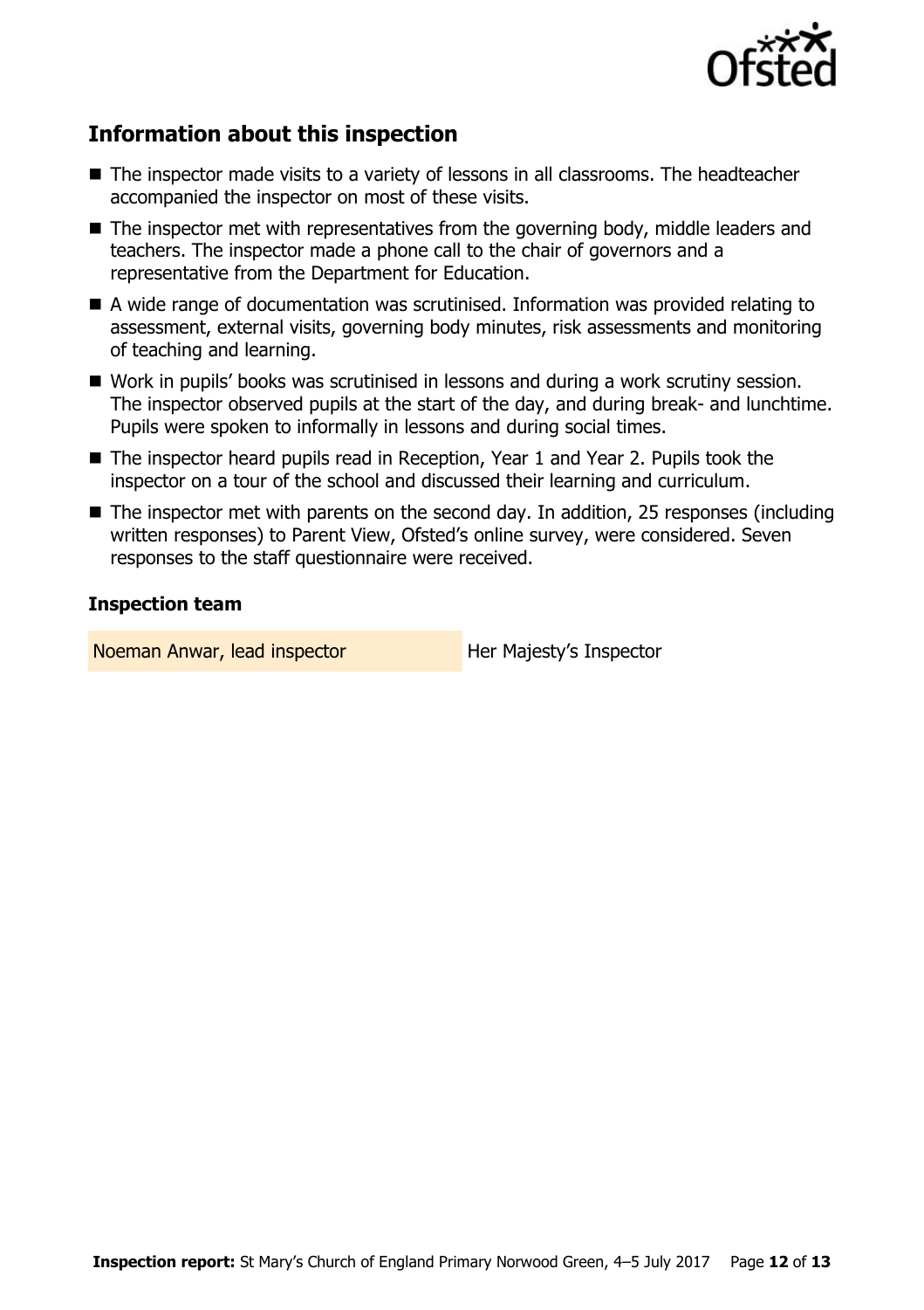## Information about this inspection

- The inspector made visits to a variety of lessons in all classrooms. The headteacher accompanied the inspector on most of these visits.
- The inspector met with representatives from the governing body, middle leaders and teachers. The inspector made a phone call to the chair of governors and a representative from the Department for Education.
- A wide range of documentation was scrutinised. Information was provided relating to assessment, external visits, governing body minutes, risk assessments and monitoring of teaching and learning.
- Work in pupils' books was scrutinised in lessons and during a work scrutiny session. The inspector observed pupils at the start of the day, and during break- and lunchtime. Pupils were spoken to informally in lessons and during social times.
- The inspector heard pupils read in Reception, Year 1 and Year 2. Pupils took the inspector on a tour of the school and discussed their learning and curriculum.
- The inspector met with parents on the second day. In addition, 25 responses (including written responses) to Parent View, Ofsted's online survey, were considered. Seven responses to the staff questionnaire were received.

### Inspection team

| | |
|---|---|
| Noeman Anwar, lead inspector | Her Majesty's Inspector |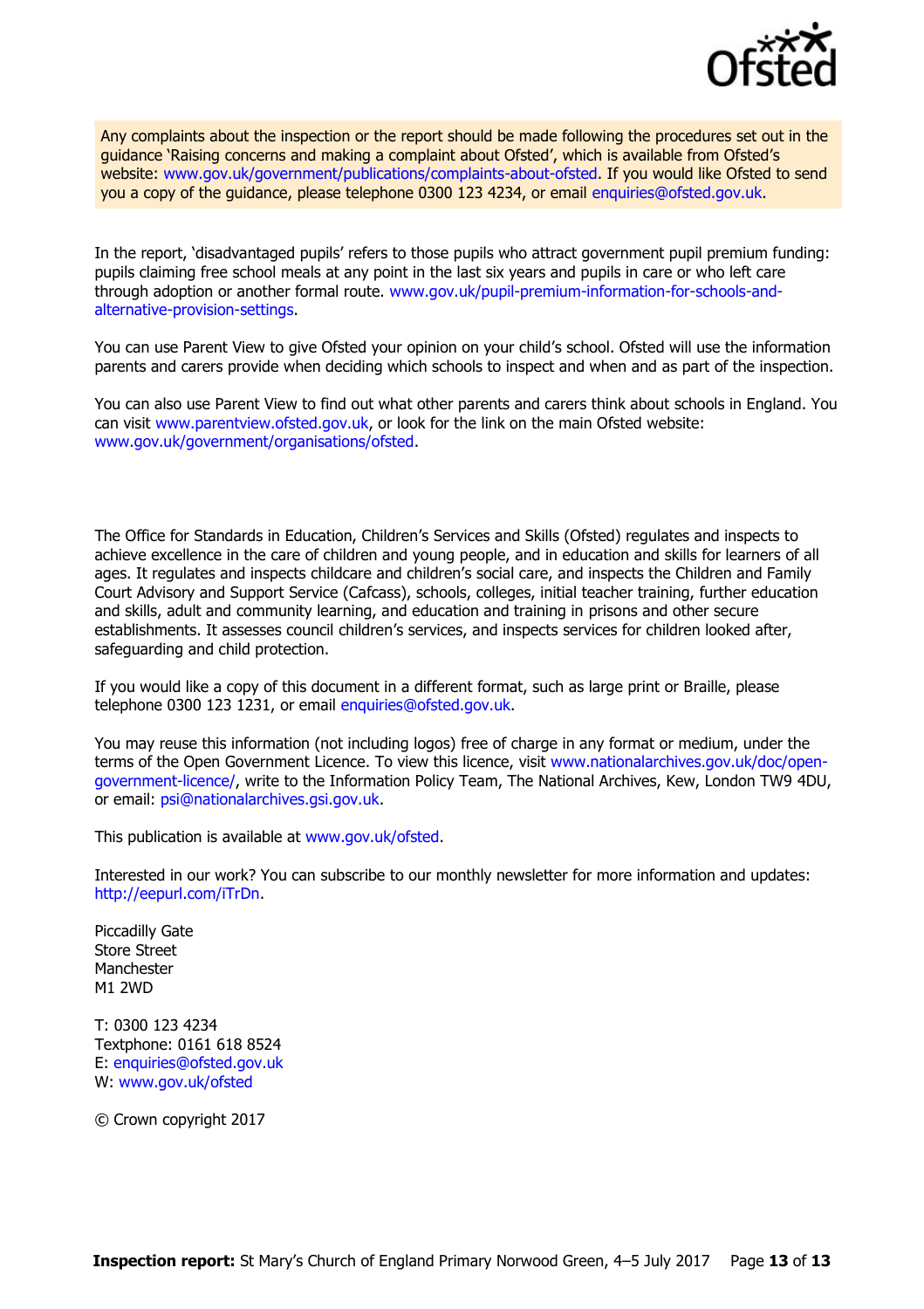Any complaints about the inspection or the report should be made following the procedures set out in the guidance 'Raising concerns and making a complaint about Ofsted', which is available from Ofsted's website: www.gov.uk/government/publications/complaints-about-ofsted. If you would like Ofsted to send you a copy of the guidance, please telephone 0300 123 4234, or email enquiries@ofsted.gov.uk.

In the report, 'disadvantaged pupils' refers to those pupils who attract government pupil premium funding: pupils claiming free school meals at any point in the last six years and pupils in care or who left care through adoption or another formal route. www.gov.uk/pupil-premium-information-for-schools-and-alternative-provision-settings.

You can use Parent View to give Ofsted your opinion on your child's school. Ofsted will use the information parents and carers provide when deciding which schools to inspect and when and as part of the inspection.

You can also use Parent View to find out what other parents and carers think about schools in England. You can visit www.parentview.ofsted.gov.uk, or look for the link on the main Ofsted website: www.gov.uk/government/organisations/ofsted.

The Office for Standards in Education, Children's Services and Skills (Ofsted) regulates and inspects to achieve excellence in the care of children and young people, and in education and skills for learners of all ages. It regulates and inspects childcare and children's social care, and inspects the Children and Family Court Advisory and Support Service (Cafcass), schools, colleges, initial teacher training, further education and skills, adult and community learning, and education and training in prisons and other secure establishments. It assesses council children's services, and inspects services for children looked after, safeguarding and child protection.

If you would like a copy of this document in a different format, such as large print or Braille, please telephone 0300 123 1231, or email enquiries@ofsted.gov.uk.

You may reuse this information (not including logos) free of charge in any format or medium, under the terms of the Open Government Licence. To view this licence, visit www.nationalarchives.gov.uk/doc/open-government-licence/, write to the Information Policy Team, The National Archives, Kew, London TW9 4DU, or email: psi@nationalarchives.gsi.gov.uk.

This publication is available at www.gov.uk/ofsted.

Interested in our work? You can subscribe to our monthly newsletter for more information and updates: http://eepurl.com/iTrDn.

Piccadilly Gate
Store Street
Manchester
M1 2WD

T: 0300 123 4234
Textphone: 0161 618 8524
E: enquiries@ofsted.gov.uk
W: www.gov.uk/ofsted

© Crown copyright 2017